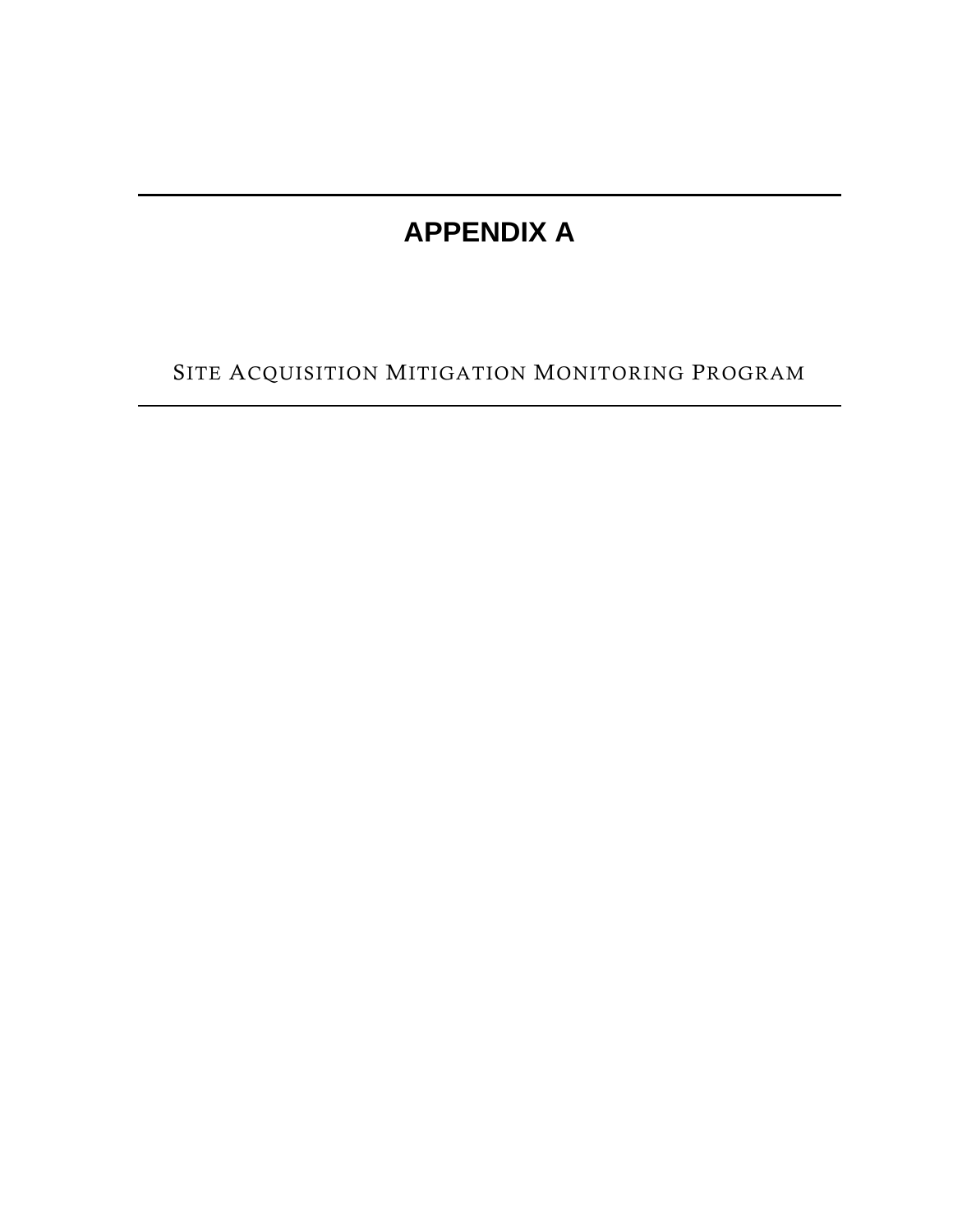# APPENDIX A

## SITE ACQUISITION MITIGATION MONITORING PROGRAM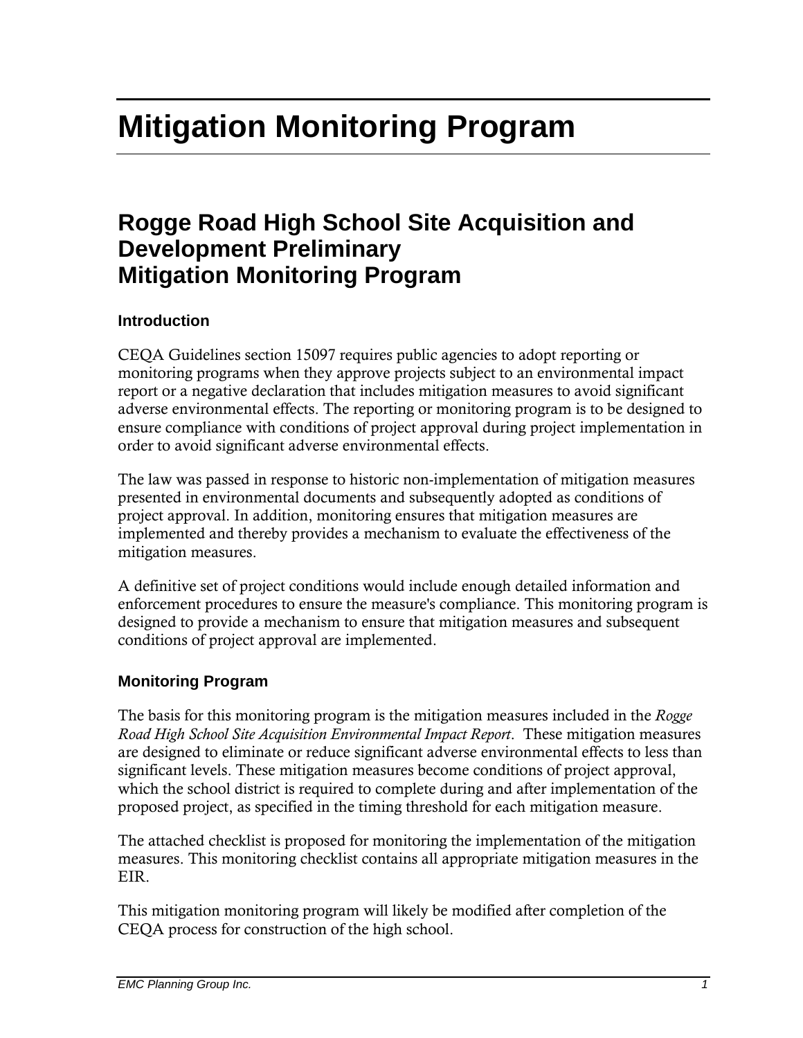# Mitigation Monitoring Program

## Rogge Road High School Site Acquisition and Development Preliminary Mitigation Monitoring Program

### Introduction

CEQA Guidelines section 15097 requires public agencies to adopt reporting or monitoring programs when they approve projects subject to an environmental impact report or a negative declaration that includes mitigation measures to avoid significant adverse environmental effects. The reporting or monitoring program is to be designed to ensure compliance with conditions of project approval during project implementation in order to avoid significant adverse environmental effects.

The law was passed in response to historic non-implementation of mitigation measures presented in environmental documents and subsequently adopted as conditions of project approval. In addition, monitoring ensures that mitigation measures are implemented and thereby provides a mechanism to evaluate the effectiveness of the mitigation measures.

A definitive set of project conditions would include enough detailed information and enforcement procedures to ensure the measure's compliance. This monitoring program is designed to provide a mechanism to ensure that mitigation measures and subsequent conditions of project approval are implemented.

### Monitoring Program

The basis for this monitoring program is the mitigation measures included in the *Rogge Road High School Site Acquisition Environmental Impact Report*. These mitigation measures are designed to eliminate or reduce significant adverse environmental effects to less than significant levels. These mitigation measures become conditions of project approval, which the school district is required to complete during and after implementation of the proposed project, as specified in the timing threshold for each mitigation measure.

The attached checklist is proposed for monitoring the implementation of the mitigation measures. This monitoring checklist contains all appropriate mitigation measures in the EIR.

This mitigation monitoring program will likely be modified after completion of the CEQA process for construction of the high school.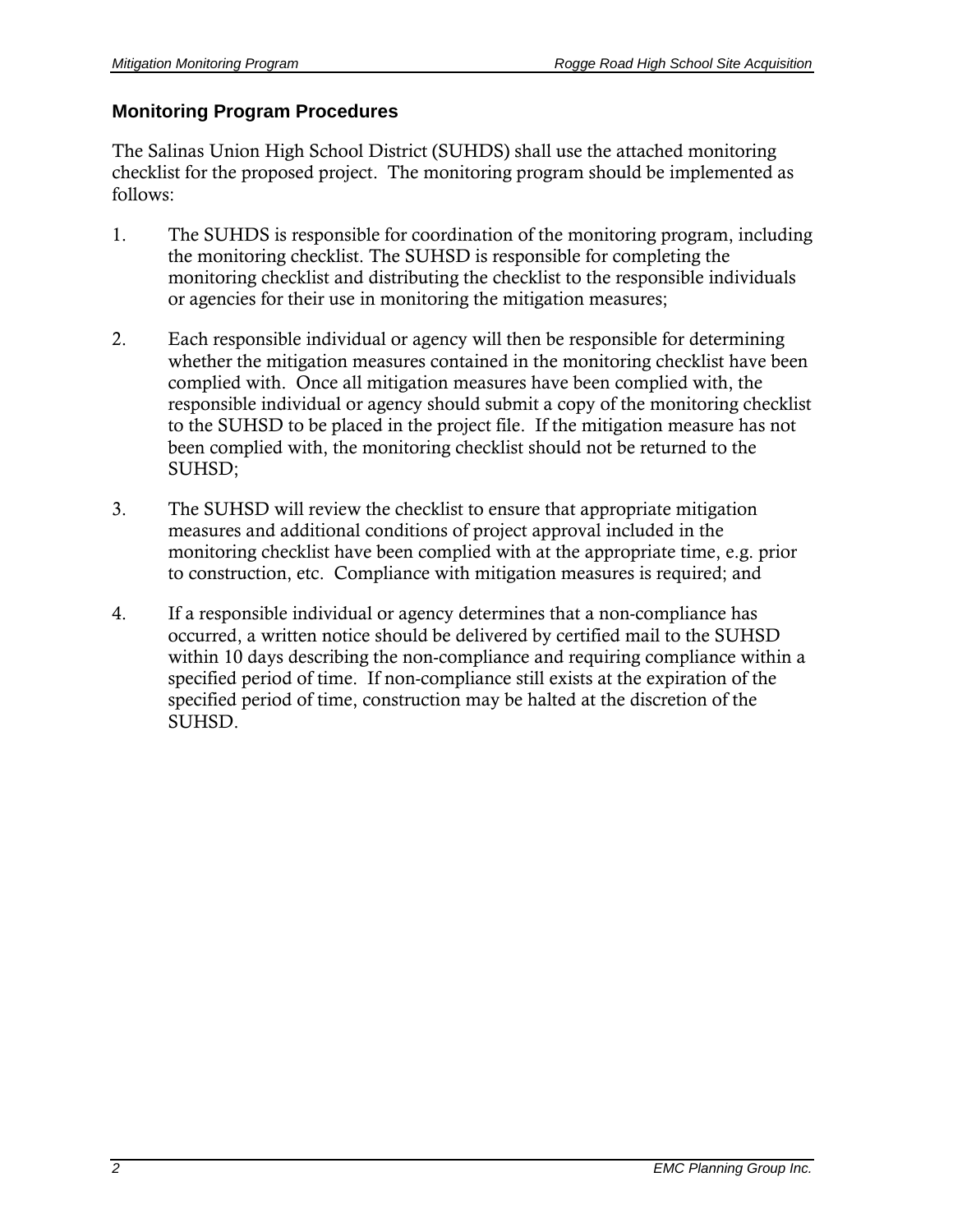## Monitoring Program Procedures

The Salinas Union High School District (SUHDS) shall use the attached monitoring checklist for the proposed project. The monitoring program should be implemented as follows:

1. The SUHDS is responsible for coordination of the monitoring program, including the monitoring checklist. The SUHSD is responsible for completing the monitoring checklist and distributing the checklist to the responsible individuals or agencies for their use in monitoring the mitigation measures;

2. Each responsible individual or agency will then be responsible for determining whether the mitigation measures contained in the monitoring checklist have been complied with. Once all mitigation measures have been complied with, the responsible individual or agency should submit a copy of the monitoring checklist to the SUHSD to be placed in the project file. If the mitigation measure has not been complied with, the monitoring checklist should not be returned to the SUHSD;

3. The SUHSD will review the checklist to ensure that appropriate mitigation measures and additional conditions of project approval included in the monitoring checklist have been complied with at the appropriate time, e.g. prior to construction, etc. Compliance with mitigation measures is required; and

4. If a responsible individual or agency determines that a non-compliance has occurred, a written notice should be delivered by certified mail to the SUHSD within 10 days describing the non-compliance and requiring compliance within a specified period of time. If non-compliance still exists at the expiration of the specified period of time, construction may be halted at the discretion of the SUHSD.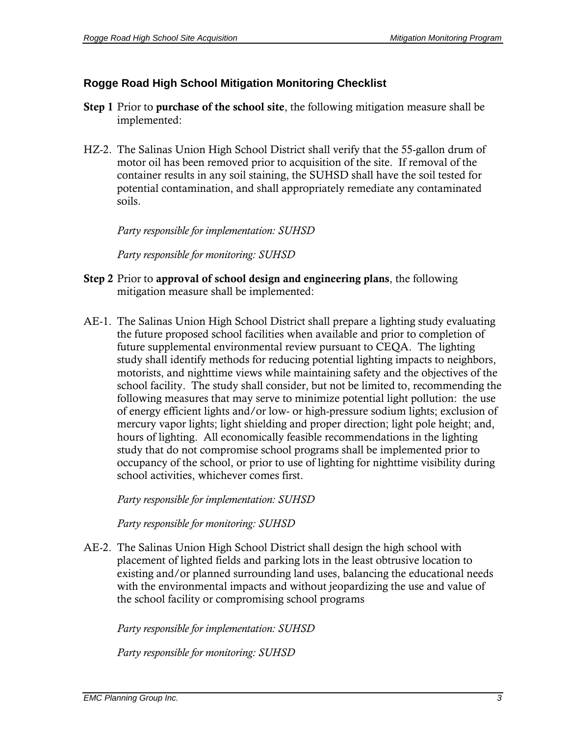### Rogge Road High School Mitigation Monitoring Checklist

**Step 1** Prior to **purchase of the school site**, the following mitigation measure shall be implemented:

HZ-2. The Salinas Union High School District shall verify that the 55-gallon drum of motor oil has been removed prior to acquisition of the site. If removal of the container results in any soil staining, the SUHSD shall have the soil tested for potential contamination, and shall appropriately remediate any contaminated soils.

*Party responsible for implementation: SUHSD*

*Party responsible for monitoring: SUHSD*

**Step 2** Prior to **approval of school design and engineering plans**, the following mitigation measure shall be implemented:

AE-1. The Salinas Union High School District shall prepare a lighting study evaluating the future proposed school facilities when available and prior to completion of future supplemental environmental review pursuant to CEQA. The lighting study shall identify methods for reducing potential lighting impacts to neighbors, motorists, and nighttime views while maintaining safety and the objectives of the school facility. The study shall consider, but not be limited to, recommending the following measures that may serve to minimize potential light pollution: the use of energy efficient lights and/or low- or high-pressure sodium lights; exclusion of mercury vapor lights; light shielding and proper direction; light pole height; and, hours of lighting. All economically feasible recommendations in the lighting study that do not compromise school programs shall be implemented prior to occupancy of the school, or prior to use of lighting for nighttime visibility during school activities, whichever comes first.

*Party responsible for implementation: SUHSD*

*Party responsible for monitoring: SUHSD*

AE-2. The Salinas Union High School District shall design the high school with placement of lighted fields and parking lots in the least obtrusive location to existing and/or planned surrounding land uses, balancing the educational needs with the environmental impacts and without jeopardizing the use and value of the school facility or compromising school programs

*Party responsible for implementation: SUHSD*

*Party responsible for monitoring: SUHSD*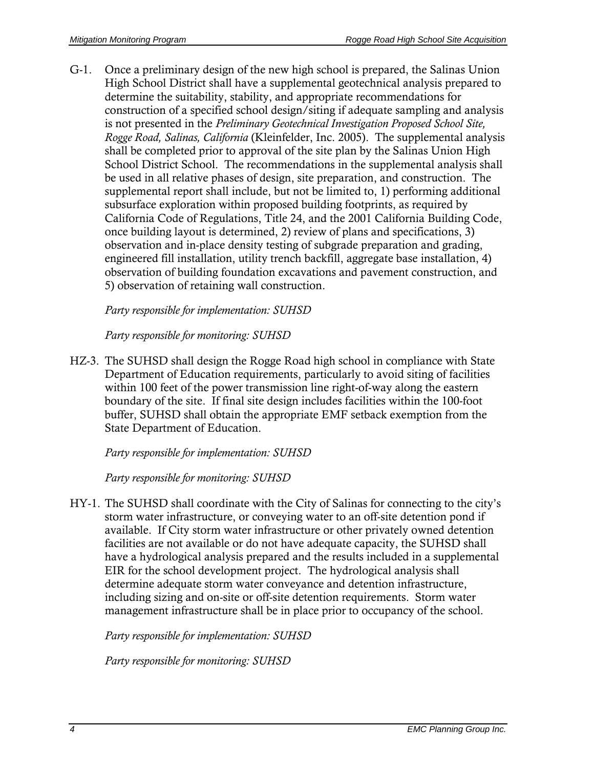G-1. Once a preliminary design of the new high school is prepared, the Salinas Union High School District shall have a supplemental geotechnical analysis prepared to determine the suitability, stability, and appropriate recommendations for construction of a specified school design/siting if adequate sampling and analysis is not presented in the *Preliminary Geotechnical Investigation Proposed School Site, Rogge Road, Salinas, California* (Kleinfelder, Inc. 2005). The supplemental analysis shall be completed prior to approval of the site plan by the Salinas Union High School District School. The recommendations in the supplemental analysis shall be used in all relative phases of design, site preparation, and construction. The supplemental report shall include, but not be limited to, 1) performing additional subsurface exploration within proposed building footprints, as required by California Code of Regulations, Title 24, and the 2001 California Building Code, once building layout is determined, 2) review of plans and specifications, 3) observation and in-place density testing of subgrade preparation and grading, engineered fill installation, utility trench backfill, aggregate base installation, 4) observation of building foundation excavations and pavement construction, and 5) observation of retaining wall construction.

*Party responsible for implementation: SUHSD*

*Party responsible for monitoring: SUHSD*

HZ-3. The SUHSD shall design the Rogge Road high school in compliance with State Department of Education requirements, particularly to avoid siting of facilities within 100 feet of the power transmission line right-of-way along the eastern boundary of the site. If final site design includes facilities within the 100-foot buffer, SUHSD shall obtain the appropriate EMF setback exemption from the State Department of Education.

*Party responsible for implementation: SUHSD*

*Party responsible for monitoring: SUHSD*

HY-1. The SUHSD shall coordinate with the City of Salinas for connecting to the city's storm water infrastructure, or conveying water to an off-site detention pond if available. If City storm water infrastructure or other privately owned detention facilities are not available or do not have adequate capacity, the SUHSD shall have a hydrological analysis prepared and the results included in a supplemental EIR for the school development project. The hydrological analysis shall determine adequate storm water conveyance and detention infrastructure, including sizing and on-site or off-site detention requirements. Storm water management infrastructure shall be in place prior to occupancy of the school.

*Party responsible for implementation: SUHSD*

*Party responsible for monitoring: SUHSD*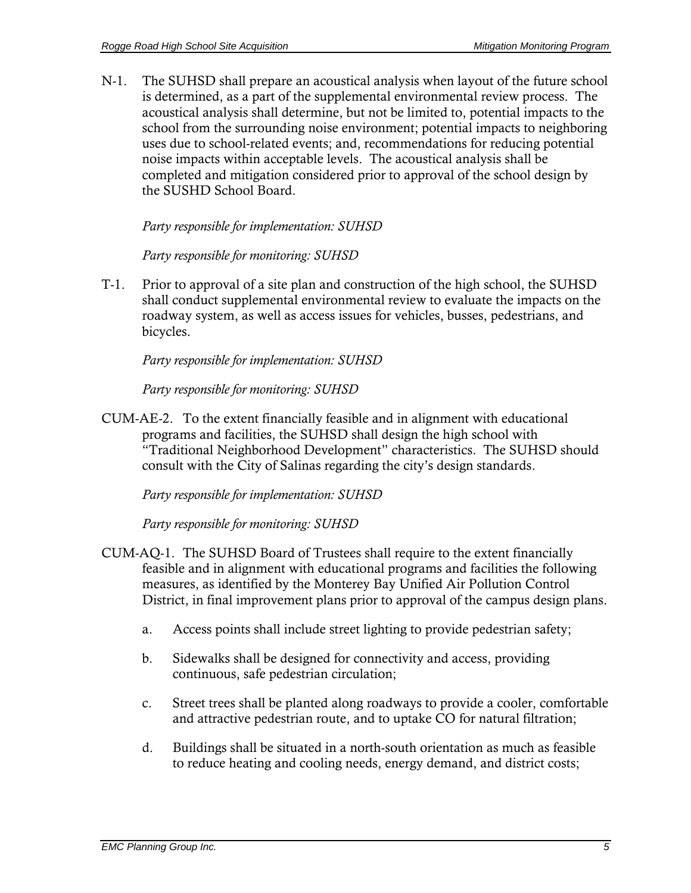N-1. The SUHSD shall prepare an acoustical analysis when layout of the future school is determined, as a part of the supplemental environmental review process. The acoustical analysis shall determine, but not be limited to, potential impacts to the school from the surrounding noise environment; potential impacts to neighboring uses due to school-related events; and, recommendations for reducing potential noise impacts within acceptable levels. The acoustical analysis shall be completed and mitigation considered prior to approval of the school design by the SUSHD School Board.

*Party responsible for implementation: SUHSD*

*Party responsible for monitoring: SUHSD*

T-1. Prior to approval of a site plan and construction of the high school, the SUHSD shall conduct supplemental environmental review to evaluate the impacts on the roadway system, as well as access issues for vehicles, busses, pedestrians, and bicycles.

*Party responsible for implementation: SUHSD*

*Party responsible for monitoring: SUHSD*

CUM-AE-2. To the extent financially feasible and in alignment with educational programs and facilities, the SUHSD shall design the high school with "Traditional Neighborhood Development" characteristics. The SUHSD should consult with the City of Salinas regarding the city's design standards.

*Party responsible for implementation: SUHSD*

*Party responsible for monitoring: SUHSD*

CUM-AQ-1. The SUHSD Board of Trustees shall require to the extent financially feasible and in alignment with educational programs and facilities the following measures, as identified by the Monterey Bay Unified Air Pollution Control District, in final improvement plans prior to approval of the campus design plans.

a. Access points shall include street lighting to provide pedestrian safety;

b. Sidewalks shall be designed for connectivity and access, providing continuous, safe pedestrian circulation;

c. Street trees shall be planted along roadways to provide a cooler, comfortable and attractive pedestrian route, and to uptake CO for natural filtration;

d. Buildings shall be situated in a north-south orientation as much as feasible to reduce heating and cooling needs, energy demand, and district costs;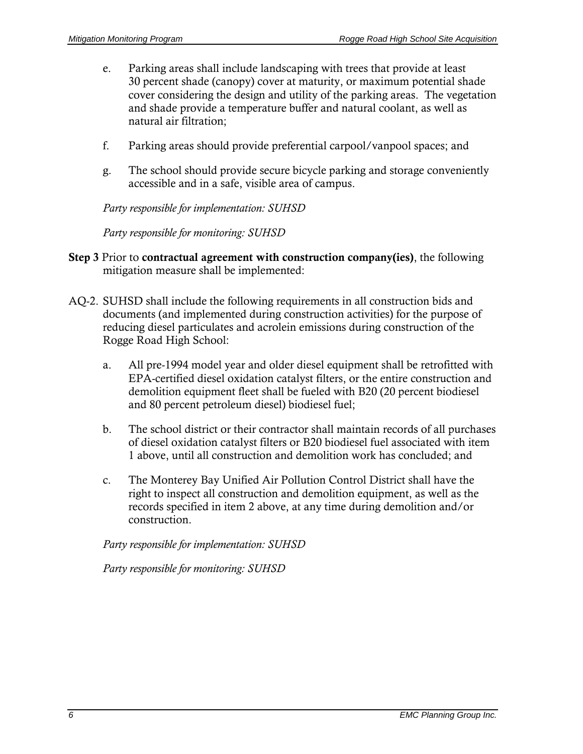e. Parking areas shall include landscaping with trees that provide at least 30 percent shade (canopy) cover at maturity, or maximum potential shade cover considering the design and utility of the parking areas. The vegetation and shade provide a temperature buffer and natural coolant, as well as natural air filtration;

f. Parking areas should provide preferential carpool/vanpool spaces; and

g. The school should provide secure bicycle parking and storage conveniently accessible and in a safe, visible area of campus.

*Party responsible for implementation: SUHSD*

*Party responsible for monitoring: SUHSD*

**Step 3** Prior to **contractual agreement with construction company(ies)**, the following mitigation measure shall be implemented:

AQ-2. SUHSD shall include the following requirements in all construction bids and documents (and implemented during construction activities) for the purpose of reducing diesel particulates and acrolein emissions during construction of the Rogge Road High School:

a. All pre-1994 model year and older diesel equipment shall be retrofitted with EPA-certified diesel oxidation catalyst filters, or the entire construction and demolition equipment fleet shall be fueled with B20 (20 percent biodiesel and 80 percent petroleum diesel) biodiesel fuel;

b. The school district or their contractor shall maintain records of all purchases of diesel oxidation catalyst filters or B20 biodiesel fuel associated with item 1 above, until all construction and demolition work has concluded; and

c. The Monterey Bay Unified Air Pollution Control District shall have the right to inspect all construction and demolition equipment, as well as the records specified in item 2 above, at any time during demolition and/or construction.

*Party responsible for implementation: SUHSD*

*Party responsible for monitoring: SUHSD*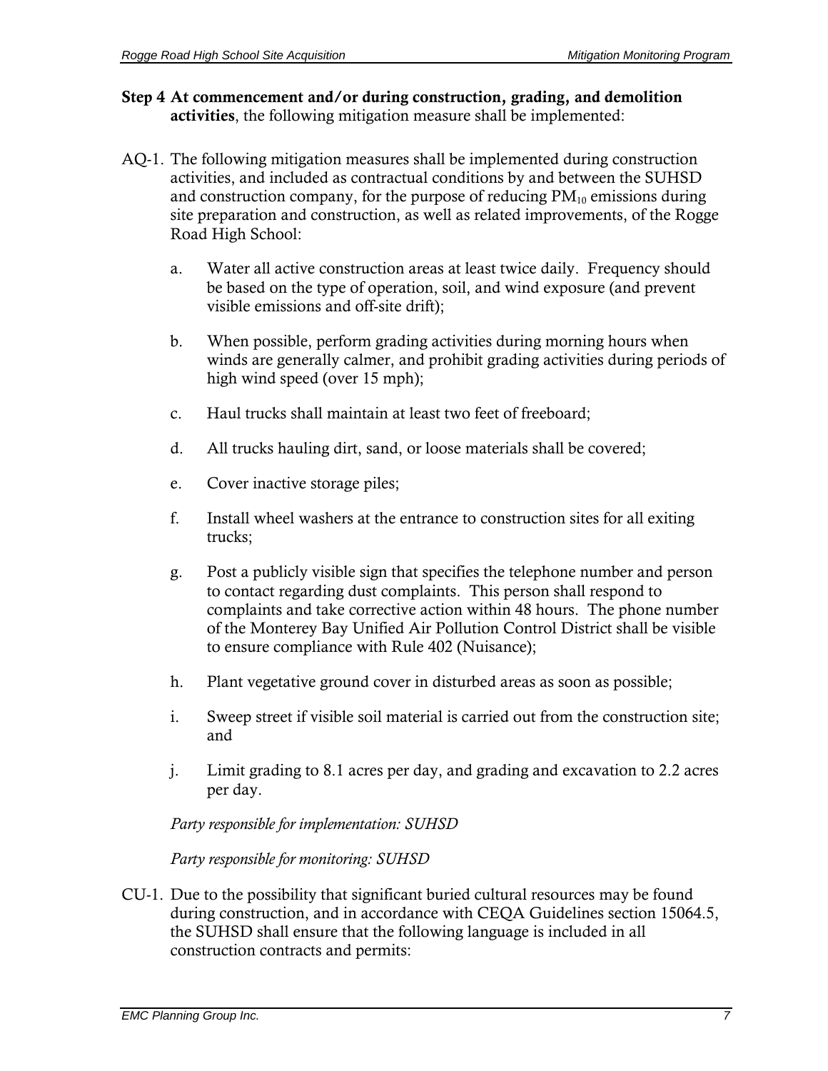**Step 4 At commencement and/or during construction, grading, and demolition activities**, the following mitigation measure shall be implemented:

AQ-1. The following mitigation measures shall be implemented during construction activities, and included as contractual conditions by and between the SUHSD and construction company, for the purpose of reducing $PM_{10}$ emissions during site preparation and construction, as well as related improvements, of the Rogge Road High School:

a. Water all active construction areas at least twice daily. Frequency should be based on the type of operation, soil, and wind exposure (and prevent visible emissions and off-site drift);

b. When possible, perform grading activities during morning hours when winds are generally calmer, and prohibit grading activities during periods of high wind speed (over 15 mph);

c. Haul trucks shall maintain at least two feet of freeboard;

d. All trucks hauling dirt, sand, or loose materials shall be covered;

e. Cover inactive storage piles;

f. Install wheel washers at the entrance to construction sites for all exiting trucks;

g. Post a publicly visible sign that specifies the telephone number and person to contact regarding dust complaints. This person shall respond to complaints and take corrective action within 48 hours. The phone number of the Monterey Bay Unified Air Pollution Control District shall be visible to ensure compliance with Rule 402 (Nuisance);

h. Plant vegetative ground cover in disturbed areas as soon as possible;

i. Sweep street if visible soil material is carried out from the construction site; and

j. Limit grading to 8.1 acres per day, and grading and excavation to 2.2 acres per day.

*Party responsible for implementation: SUHSD*

*Party responsible for monitoring: SUHSD*

CU-1. Due to the possibility that significant buried cultural resources may be found during construction, and in accordance with CEQA Guidelines section 15064.5, the SUHSD shall ensure that the following language is included in all construction contracts and permits: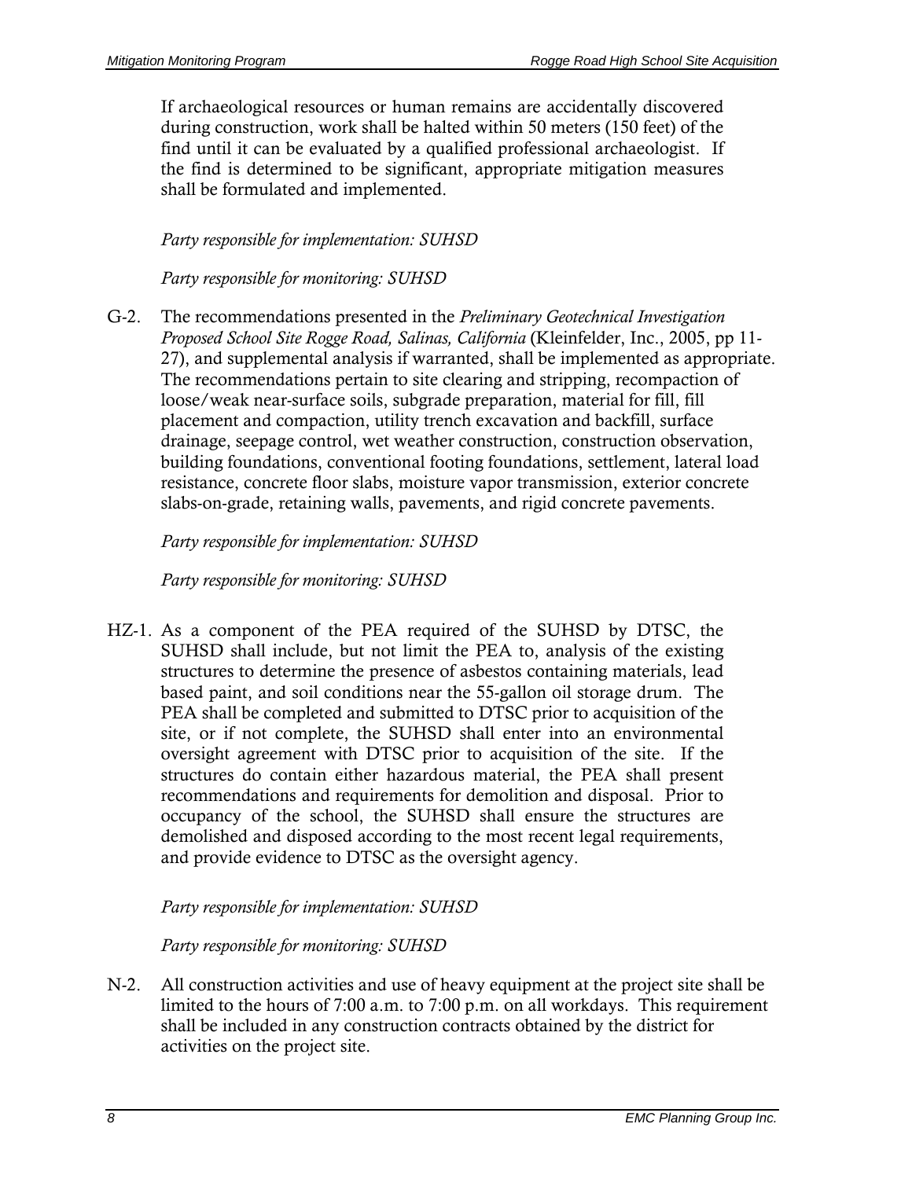If archaeological resources or human remains are accidentally discovered during construction, work shall be halted within 50 meters (150 feet) of the find until it can be evaluated by a qualified professional archaeologist. If the find is determined to be significant, appropriate mitigation measures shall be formulated and implemented.

*Party responsible for implementation: SUHSD*

*Party responsible for monitoring: SUHSD*

G-2. The recommendations presented in the *Preliminary Geotechnical Investigation Proposed School Site Rogge Road, Salinas, California* (Kleinfelder, Inc., 2005, pp 11-27), and supplemental analysis if warranted, shall be implemented as appropriate. The recommendations pertain to site clearing and stripping, recompaction of loose/weak near-surface soils, subgrade preparation, material for fill, fill placement and compaction, utility trench excavation and backfill, surface drainage, seepage control, wet weather construction, construction observation, building foundations, conventional footing foundations, settlement, lateral load resistance, concrete floor slabs, moisture vapor transmission, exterior concrete slabs-on-grade, retaining walls, pavements, and rigid concrete pavements.

*Party responsible for implementation: SUHSD*

*Party responsible for monitoring: SUHSD*

HZ-1. As a component of the PEA required of the SUHSD by DTSC, the SUHSD shall include, but not limit the PEA to, analysis of the existing structures to determine the presence of asbestos containing materials, lead based paint, and soil conditions near the 55-gallon oil storage drum. The PEA shall be completed and submitted to DTSC prior to acquisition of the site, or if not complete, the SUHSD shall enter into an environmental oversight agreement with DTSC prior to acquisition of the site. If the structures do contain either hazardous material, the PEA shall present recommendations and requirements for demolition and disposal. Prior to occupancy of the school, the SUHSD shall ensure the structures are demolished and disposed according to the most recent legal requirements, and provide evidence to DTSC as the oversight agency.

*Party responsible for implementation: SUHSD*

*Party responsible for monitoring: SUHSD*

N-2. All construction activities and use of heavy equipment at the project site shall be limited to the hours of 7:00 a.m. to 7:00 p.m. on all workdays. This requirement shall be included in any construction contracts obtained by the district for activities on the project site.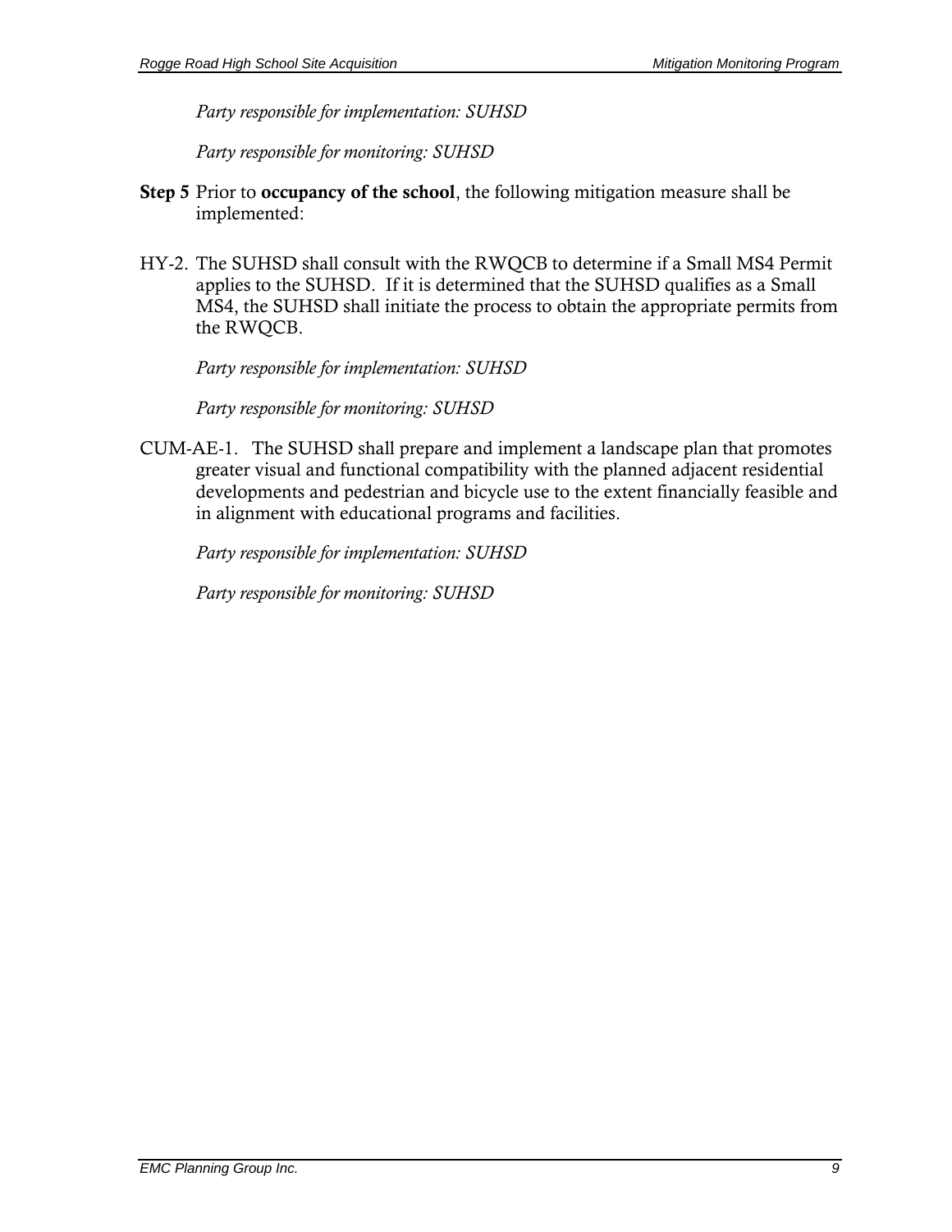*Party responsible for implementation: SUHSD*

*Party responsible for monitoring: SUHSD*

**Step 5** Prior to **occupancy of the school**, the following mitigation measure shall be implemented:

HY-2. The SUHSD shall consult with the RWQCB to determine if a Small MS4 Permit applies to the SUHSD. If it is determined that the SUHSD qualifies as a Small MS4, the SUHSD shall initiate the process to obtain the appropriate permits from the RWQCB.

*Party responsible for implementation: SUHSD*

*Party responsible for monitoring: SUHSD*

CUM-AE-1. The SUHSD shall prepare and implement a landscape plan that promotes greater visual and functional compatibility with the planned adjacent residential developments and pedestrian and bicycle use to the extent financially feasible and in alignment with educational programs and facilities.

*Party responsible for implementation: SUHSD*

*Party responsible for monitoring: SUHSD*